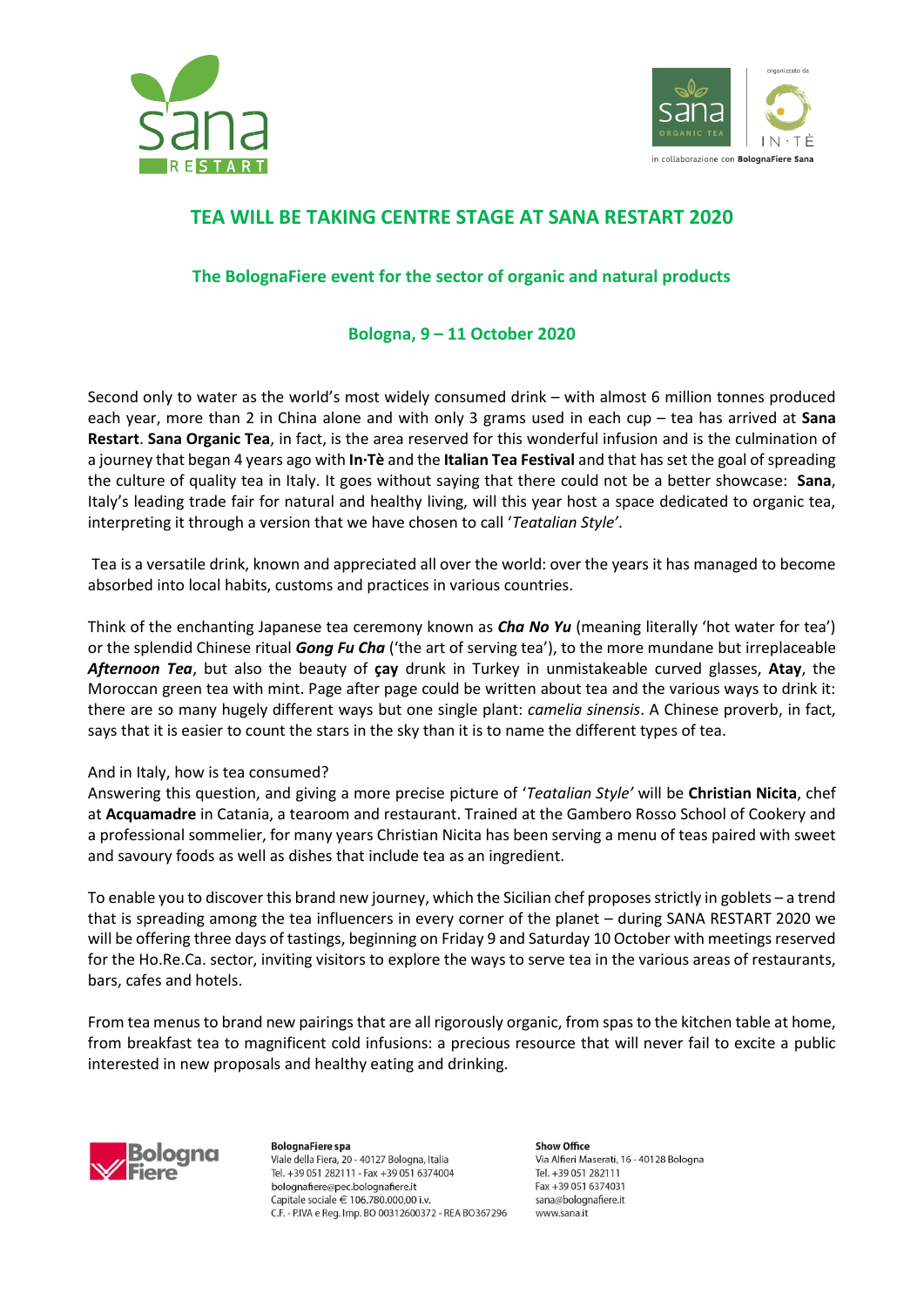# TEA WILL BE TAKING CENTRE STAGE AT SANA RESTART 2020

## The BolognaFiere event for the sector of organic and natural products

### Bologna, 9 – 11 October 2020

Second only to water as the world's most widely consumed drink – with almost 6 million tonnes produced each year, more than 2 in China alone and with only 3 grams used in each cup – tea has arrived at **Sana Restart**. **Sana Organic Tea**, in fact, is the area reserved for this wonderful infusion and is the culmination of a journey that began 4 years ago with **In·Tè** and the **Italian Tea Festival** and that has set the goal of spreading the culture of quality tea in Italy. It goes without saying that there could not be a better showcase: **Sana**, Italy's leading trade fair for natural and healthy living, will this year host a space dedicated to organic tea, interpreting it through a version that we have chosen to call '*Teatalian Style'*.

Tea is a versatile drink, known and appreciated all over the world: over the years it has managed to become absorbed into local habits, customs and practices in various countries.

Think of the enchanting Japanese tea ceremony known as ***Cha No Yu*** (meaning literally 'hot water for tea') or the splendid Chinese ritual ***Gong Fu Cha*** ('the art of serving tea'), to the more mundane but irreplaceable ***Afternoon Tea***, but also the beauty of **çay** drunk in Turkey in unmistakeable curved glasses, **Atay**, the Moroccan green tea with mint. Page after page could be written about tea and the various ways to drink it: there are so many hugely different ways but one single plant: *camelia sinensis*. A Chinese proverb, in fact, says that it is easier to count the stars in the sky than it is to name the different types of tea.

And in Italy, how is tea consumed?
Answering this question, and giving a more precise picture of '*Teatalian Style'* will be **Christian Nicita**, chef at **Acquamadre** in Catania, a tearoom and restaurant. Trained at the Gambero Rosso School of Cookery and a professional sommelier, for many years Christian Nicita has been serving a menu of teas paired with sweet and savoury foods as well as dishes that include tea as an ingredient.

To enable you to discover this brand new journey, which the Sicilian chef proposes strictly in goblets – a trend that is spreading among the tea influencers in every corner of the planet – during SANA RESTART 2020 we will be offering three days of tastings, beginning on Friday 9 and Saturday 10 October with meetings reserved for the Ho.Re.Ca. sector, inviting visitors to explore the ways to serve tea in the various areas of restaurants, bars, cafes and hotels.

From tea menus to brand new pairings that are all rigorously organic, from spas to the kitchen table at home, from breakfast tea to magnificent cold infusions: a precious resource that will never fail to excite a public interested in new proposals and healthy eating and drinking.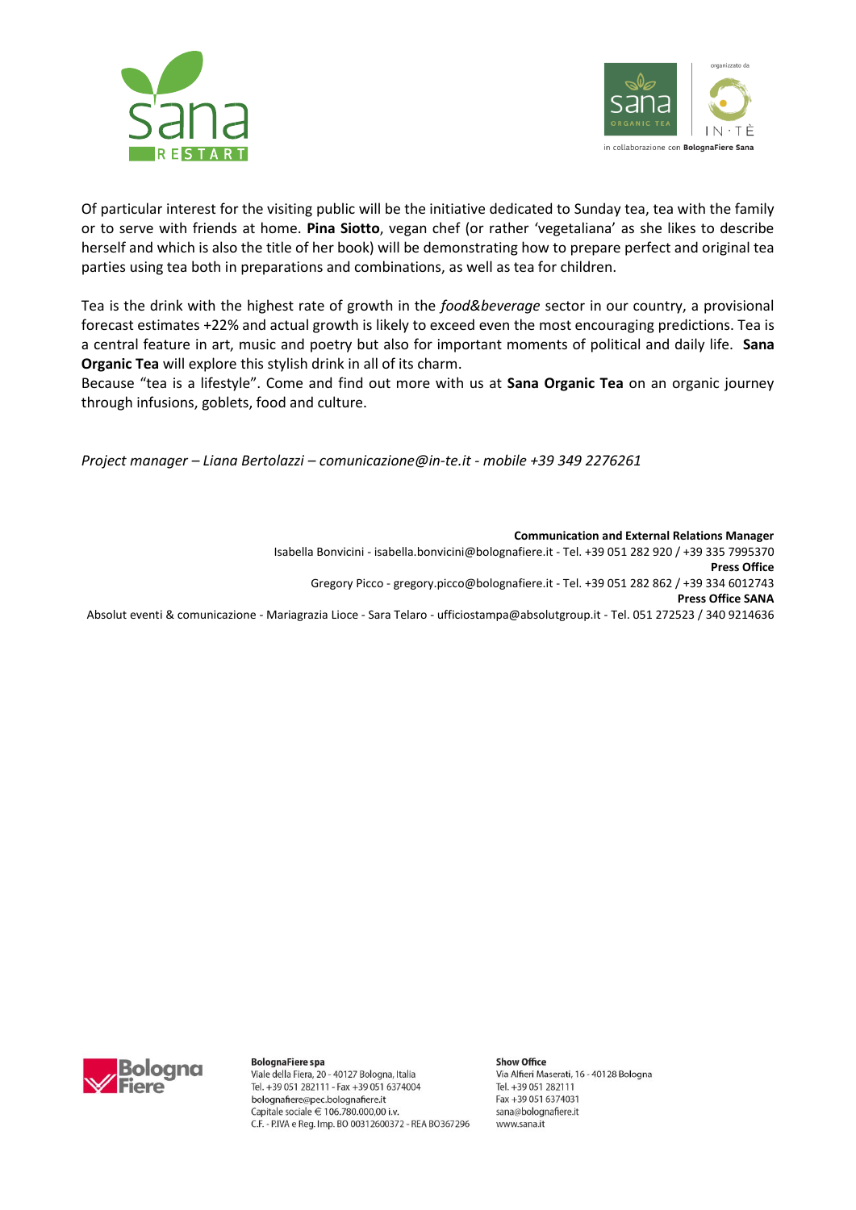Of particular interest for the visiting public will be the initiative dedicated to Sunday tea, tea with the family or to serve with friends at home. **Pina Siotto**, vegan chef (or rather 'vegetaliana' as she likes to describe herself and which is also the title of her book) will be demonstrating how to prepare perfect and original tea parties using tea both in preparations and combinations, as well as tea for children.

Tea is the drink with the highest rate of growth in the *food&beverage* sector in our country, a provisional forecast estimates +22% and actual growth is likely to exceed even the most encouraging predictions. Tea is a central feature in art, music and poetry but also for important moments of political and daily life. **Sana Organic Tea** will explore this stylish drink in all of its charm.
Because "tea is a lifestyle". Come and find out more with us at **Sana Organic Tea** on an organic journey through infusions, goblets, food and culture.

*Project manager – Liana Bertolazzi – comunicazione@in-te.it - mobile +39 349 2276261*

**Communication and External Relations Manager**
Isabella Bonvicini - isabella.bonvicini@bolognafiere.it - Tel. +39 051 282 920 / +39 335 7995370
**Press Office**
Gregory Picco - gregory.picco@bolognafiere.it - Tel. +39 051 282 862 / +39 334 6012743
**Press Office SANA**
Absolut eventi & comunicazione - Mariagrazia Lioce - Sara Telaro - ufficiostampa@absolutgroup.it - Tel. 051 272523 / 340 9214636

**BolognaFiere spa**
Viale della Fiera, 20 - 40127 Bologna, Italia
Tel. +39 051 282111 - Fax +39 051 6374004
bolognafiere@pec.bolognafiere.it
Capitale sociale € 106.780.000,00 i.v.
C.F. - P.IVA e Reg. Imp. BO 00312600372 - REA BO367296

**Show Office**
Via Alfieri Maserati, 16 - 40128 Bologna
Tel. +39 051 282111
Fax +39 051 6374031
sana@bolognafiere.it
www.sana.it